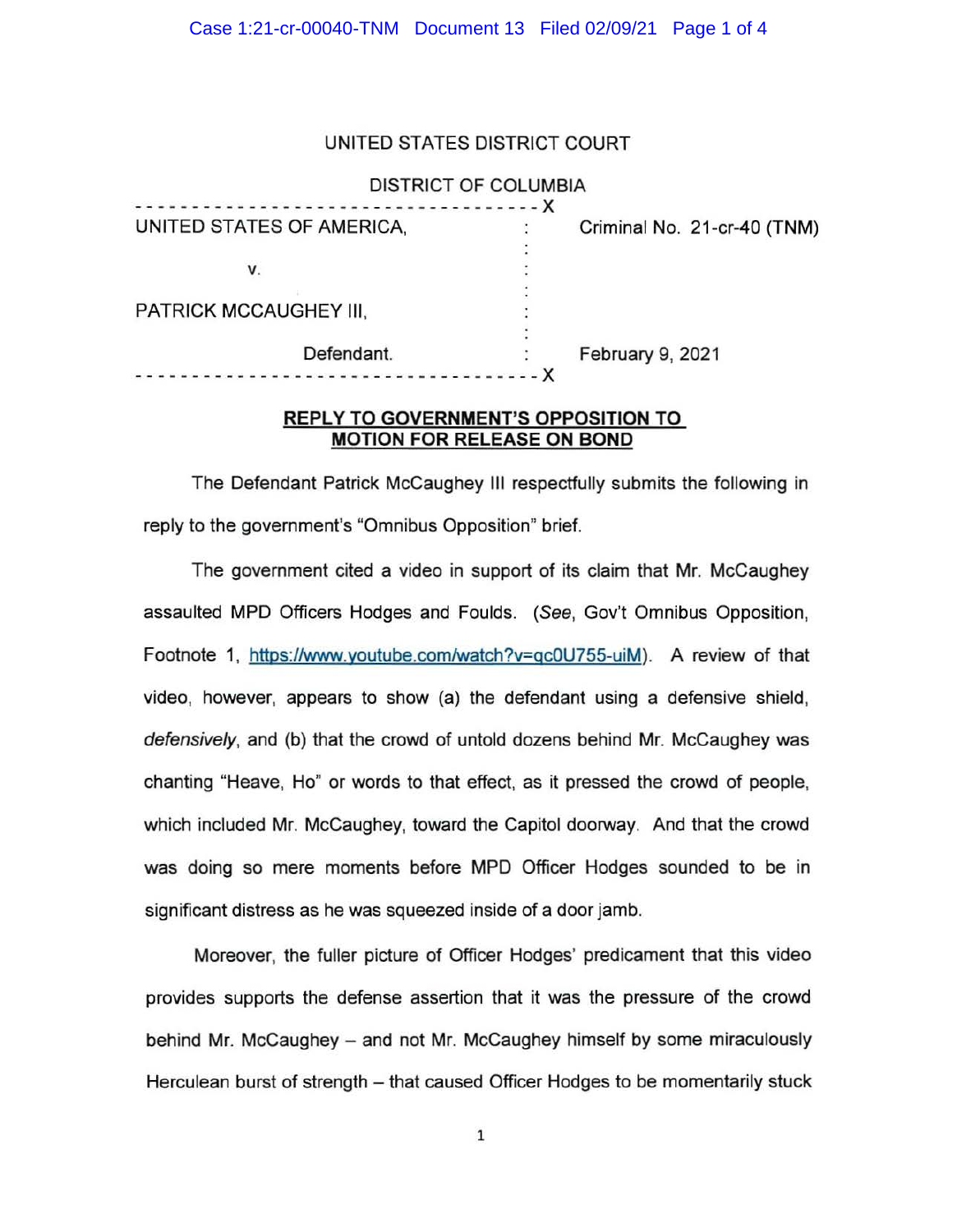UNITED STATES DISTRICT COURT

DISTRICT OF COLUMBIA

| | | |
|---|---|---|
| UNITED STATES OF AMERICA, | : | Criminal No. 21-cr-40 (TNM) |
| v. | : | |
| PATRICK MCCAUGHEY III, | : | |
| Defendant. | : | February 9, 2021 |

## REPLY TO GOVERNMENT'S OPPOSITION TO MOTION FOR RELEASE ON BOND

The Defendant Patrick McCaughey III respectfully submits the following in reply to the government's "Omnibus Opposition" brief.

The government cited a video in support of its claim that Mr. McCaughey assaulted MPD Officers Hodges and Foulds. (*See*, Gov't Omnibus Opposition, Footnote 1, https://www.youtube.com/watch?v=qc0U755-uiM). A review of that video, however, appears to show (a) the defendant using a defensive shield, *defensively*, and (b) that the crowd of untold dozens behind Mr. McCaughey was chanting "Heave, Ho" or words to that effect, as it pressed the crowd of people, which included Mr. McCaughey, toward the Capitol doorway. And that the crowd was doing so mere moments before MPD Officer Hodges sounded to be in significant distress as he was squeezed inside of a door jamb.

Moreover, the fuller picture of Officer Hodges' predicament that this video provides supports the defense assertion that it was the pressure of the crowd behind Mr. McCaughey – and not Mr. McCaughey himself by some miraculously Herculean burst of strength – that caused Officer Hodges to be momentarily stuck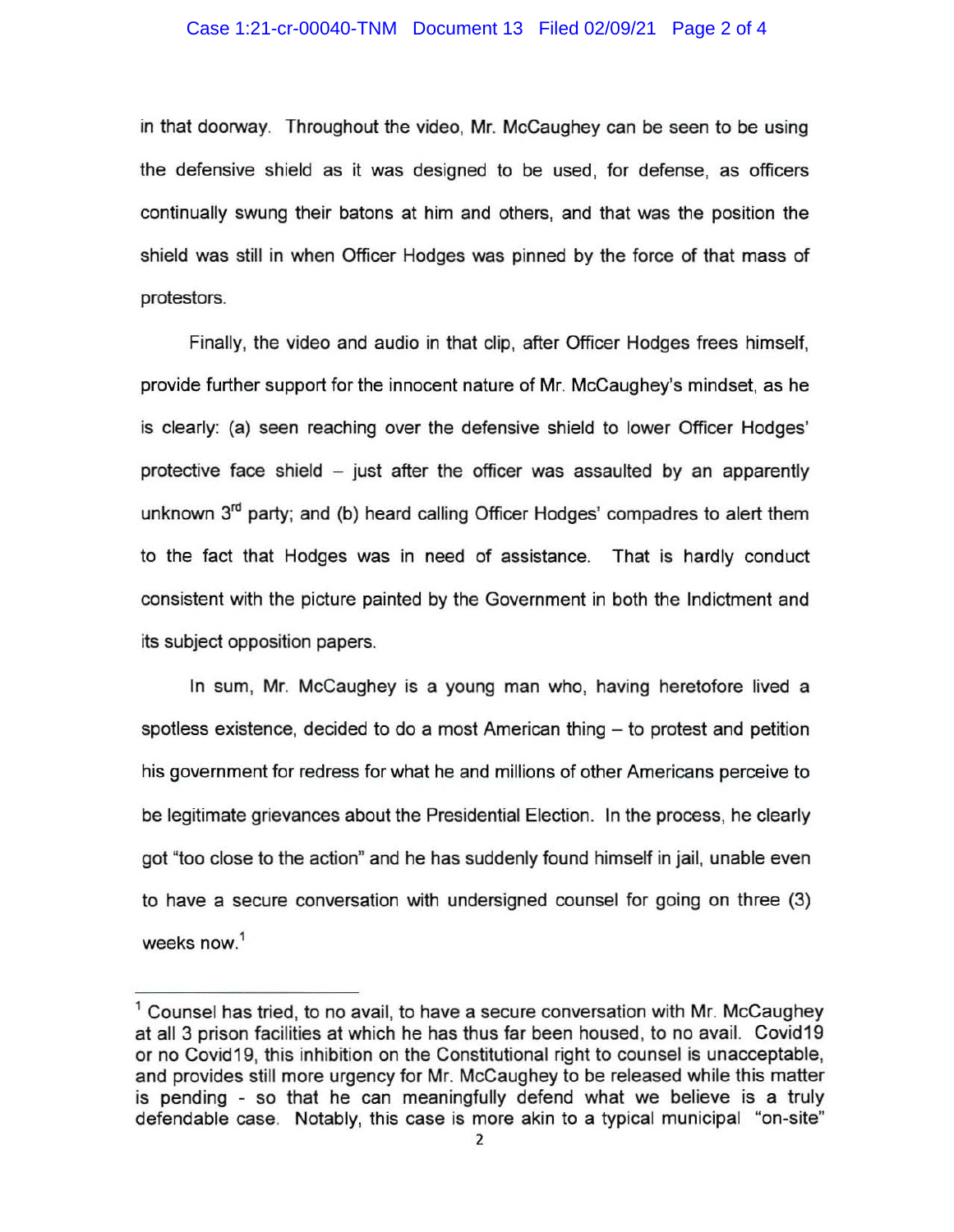in that doorway. Throughout the video, Mr. McCaughey can be seen to be using the defensive shield as it was designed to be used, for defense, as officers continually swung their batons at him and others, and that was the position the shield was still in when Officer Hodges was pinned by the force of that mass of protestors.

Finally, the video and audio in that clip, after Officer Hodges frees himself, provide further support for the innocent nature of Mr. McCaughey's mindset, as he is clearly: (a) seen reaching over the defensive shield to lower Officer Hodges' protective face shield – just after the officer was assaulted by an apparently unknown 3rd party; and (b) heard calling Officer Hodges' compadres to alert them to the fact that Hodges was in need of assistance. That is hardly conduct consistent with the picture painted by the Government in both the Indictment and its subject opposition papers.

In sum, Mr. McCaughey is a young man who, having heretofore lived a spotless existence, decided to do a most American thing – to protest and petition his government for redress for what he and millions of other Americans perceive to be legitimate grievances about the Presidential Election. In the process, he clearly got "too close to the action" and he has suddenly found himself in jail, unable even to have a secure conversation with undersigned counsel for going on three (3) weeks now.[1]

---

[1] Counsel has tried, to no avail, to have a secure conversation with Mr. McCaughey at all 3 prison facilities at which he has thus far been housed, to no avail. Covid19 or no Covid19, this inhibition on the Constitutional right to counsel is unacceptable, and provides still more urgency for Mr. McCaughey to be released while this matter is pending - so that he can meaningfully defend what we believe is a truly defendable case. Notably, this case is more akin to a typical municipal "on-site"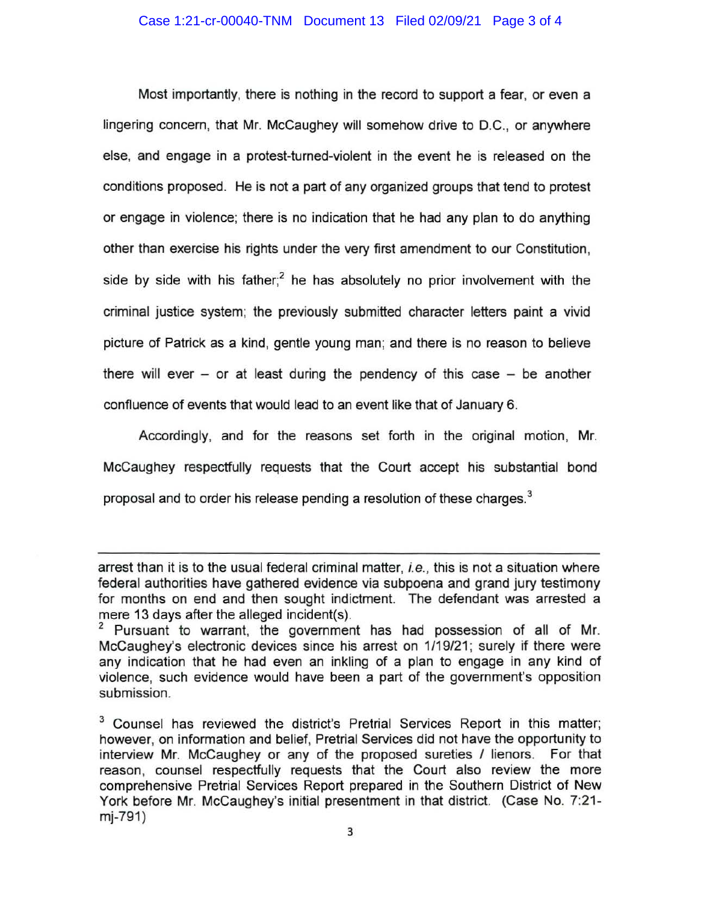Most importantly, there is nothing in the record to support a fear, or even a lingering concern, that Mr. McCaughey will somehow drive to D.C., or anywhere else, and engage in a protest-turned-violent in the event he is released on the conditions proposed. He is not a part of any organized groups that tend to protest or engage in violence; there is no indication that he had any plan to do anything other than exercise his rights under the very first amendment to our Constitution, side by side with his father;[2] he has absolutely no prior involvement with the criminal justice system; the previously submitted character letters paint a vivid picture of Patrick as a kind, gentle young man; and there is no reason to believe there will ever – or at least during the pendency of this case – be another confluence of events that would lead to an event like that of January 6.

Accordingly, and for the reasons set forth in the original motion, Mr. McCaughey respectfully requests that the Court accept his substantial bond proposal and to order his release pending a resolution of these charges.[3]

---

arrest than it is to the usual federal criminal matter, *i.e.*, this is not a situation where federal authorities have gathered evidence via subpoena and grand jury testimony for months on end and then sought indictment. The defendant was arrested a mere 13 days after the alleged incident(s).

[2] Pursuant to warrant, the government has had possession of all of Mr. McCaughey's electronic devices since his arrest on 1/19/21; surely if there were any indication that he had even an inkling of a plan to engage in any kind of violence, such evidence would have been a part of the government's opposition submission.

[3] Counsel has reviewed the district's Pretrial Services Report in this matter; however, on information and belief, Pretrial Services did not have the opportunity to interview Mr. McCaughey or any of the proposed sureties / lienors. For that reason, counsel respectfully requests that the Court also review the more comprehensive Pretrial Services Report prepared in the Southern District of New York before Mr. McCaughey's initial presentment in that district. (Case No. 7:21-mj-791)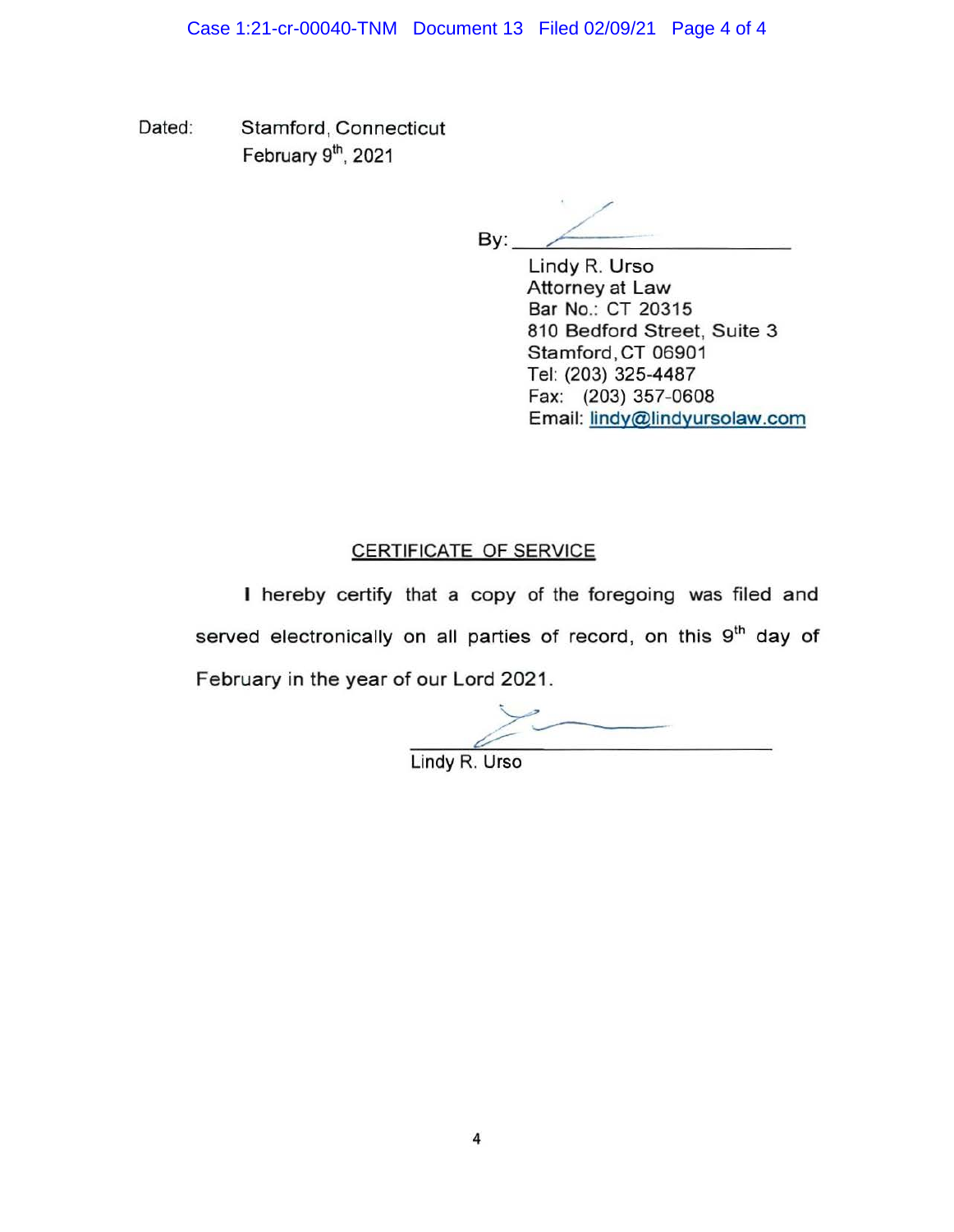Dated: Stamford, Connecticut
February 9th, 2021

By: ______________________________

Lindy R. Urso
Attorney at Law
Bar No.: CT 20315
810 Bedford Street, Suite 3
Stamford, CT 06901
Tel: (203) 325-4487
Fax: (203) 357-0608
Email: lindy@lindyursolaw.com

## CERTIFICATE OF SERVICE

I hereby certify that a copy of the foregoing was filed and served electronically on all parties of record, on this 9th day of February in the year of our Lord 2021.

______________________________

Lindy R. Urso